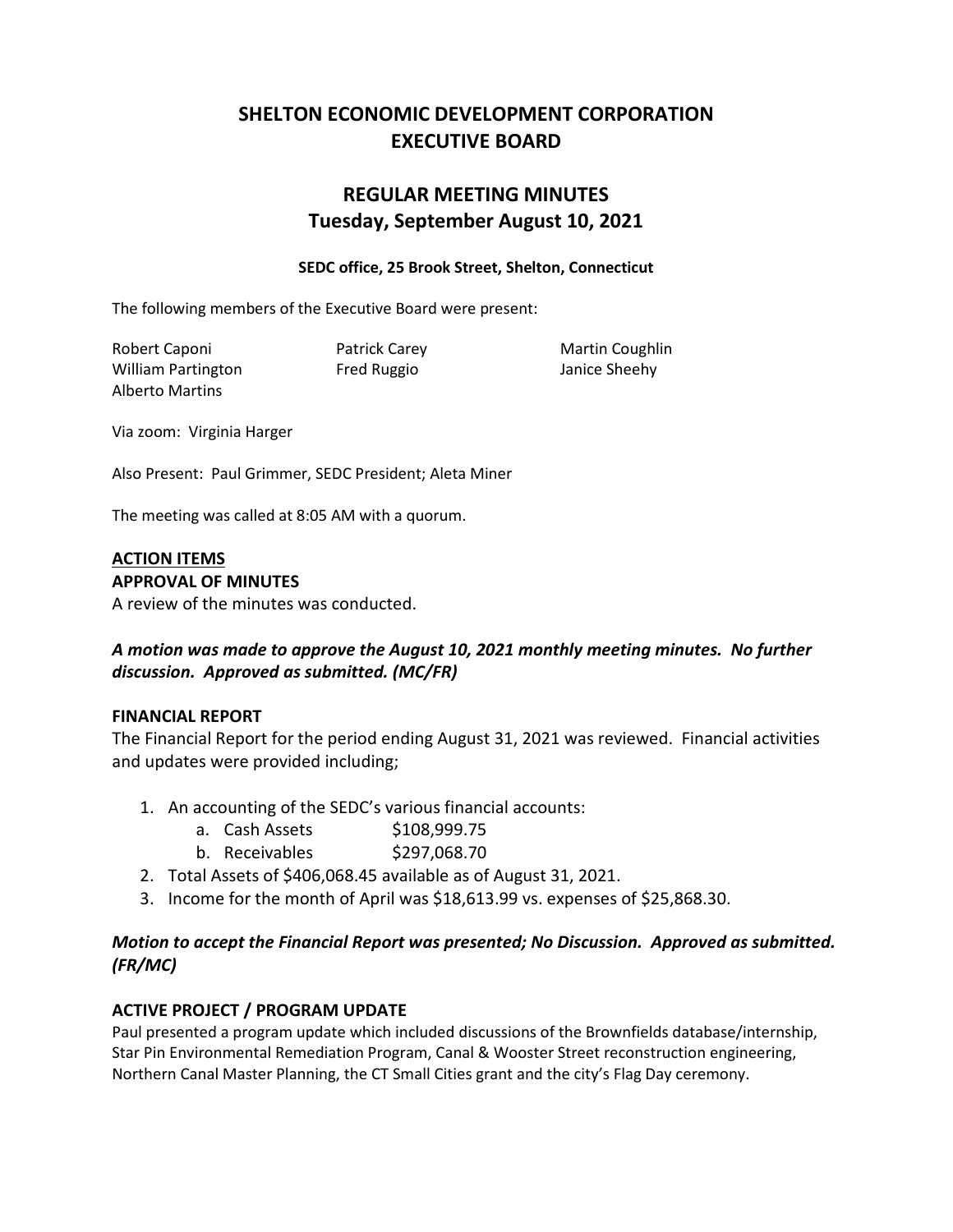# SHELTON ECONOMIC DEVELOPMENT CORPORATION EXECUTIVE BOARD

## REGULAR MEETING MINUTES
## Tuesday, September August 10, 2021

**SEDC office, 25 Brook Street, Shelton, Connecticut**

The following members of the Executive Board were present:

Robert Caponi
Patrick Carey
Martin Coughlin
William Partington
Fred Ruggio
Janice Sheehy
Alberto Martins

Via zoom: Virginia Harger

Also Present: Paul Grimmer, SEDC President; Aleta Miner

The meeting was called at 8:05 AM with a quorum.

**ACTION ITEMS**

**APPROVAL OF MINUTES**

A review of the minutes was conducted.

***A motion was made to approve the August 10, 2021 monthly meeting minutes. No further discussion. Approved as submitted. (MC/FR)***

**FINANCIAL REPORT**

The Financial Report for the period ending August 31, 2021 was reviewed. Financial activities and updates were provided including;

1. An accounting of the SEDC's various financial accounts:
   a. Cash Assets $108,999.75
   b. Receivables $297,068.70
2. Total Assets of $406,068.45 available as of August 31, 2021.
3. Income for the month of April was $18,613.99 vs. expenses of $25,868.30.

***Motion to accept the Financial Report was presented; No Discussion. Approved as submitted. (FR/MC)***

**ACTIVE PROJECT / PROGRAM UPDATE**

Paul presented a program update which included discussions of the Brownfields database/internship, Star Pin Environmental Remediation Program, Canal & Wooster Street reconstruction engineering, Northern Canal Master Planning, the CT Small Cities grant and the city's Flag Day ceremony.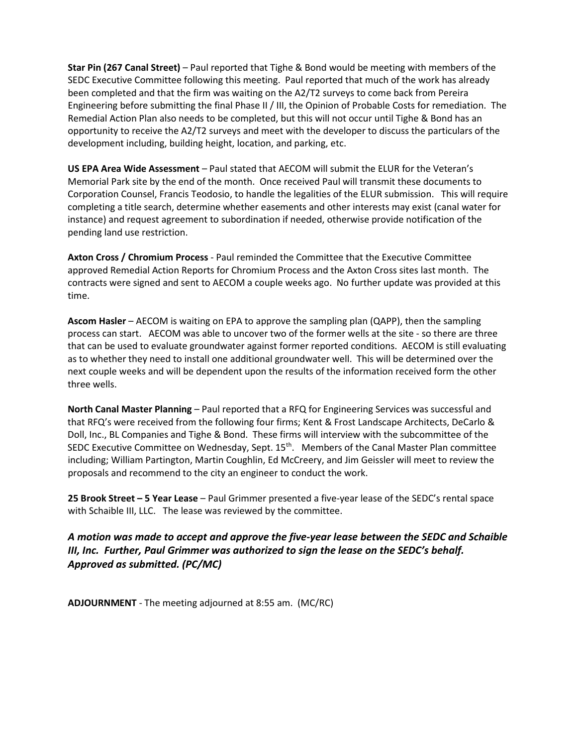**Star Pin (267 Canal Street)** – Paul reported that Tighe & Bond would be meeting with members of the SEDC Executive Committee following this meeting. Paul reported that much of the work has already been completed and that the firm was waiting on the A2/T2 surveys to come back from Pereira Engineering before submitting the final Phase II / III, the Opinion of Probable Costs for remediation. The Remedial Action Plan also needs to be completed, but this will not occur until Tighe & Bond has an opportunity to receive the A2/T2 surveys and meet with the developer to discuss the particulars of the development including, building height, location, and parking, etc.

**US EPA Area Wide Assessment** – Paul stated that AECOM will submit the ELUR for the Veteran's Memorial Park site by the end of the month. Once received Paul will transmit these documents to Corporation Counsel, Francis Teodosio, to handle the legalities of the ELUR submission. This will require completing a title search, determine whether easements and other interests may exist (canal water for instance) and request agreement to subordination if needed, otherwise provide notification of the pending land use restriction.

**Axton Cross / Chromium Process** - Paul reminded the Committee that the Executive Committee approved Remedial Action Reports for Chromium Process and the Axton Cross sites last month. The contracts were signed and sent to AECOM a couple weeks ago. No further update was provided at this time.

**Ascom Hasler** – AECOM is waiting on EPA to approve the sampling plan (QAPP), then the sampling process can start. AECOM was able to uncover two of the former wells at the site - so there are three that can be used to evaluate groundwater against former reported conditions. AECOM is still evaluating as to whether they need to install one additional groundwater well. This will be determined over the next couple weeks and will be dependent upon the results of the information received form the other three wells.

**North Canal Master Planning** – Paul reported that a RFQ for Engineering Services was successful and that RFQ's were received from the following four firms; Kent & Frost Landscape Architects, DeCarlo & Doll, Inc., BL Companies and Tighe & Bond. These firms will interview with the subcommittee of the SEDC Executive Committee on Wednesday, Sept. 15th. Members of the Canal Master Plan committee including; William Partington, Martin Coughlin, Ed McCreery, and Jim Geissler will meet to review the proposals and recommend to the city an engineer to conduct the work.

**25 Brook Street – 5 Year Lease** – Paul Grimmer presented a five-year lease of the SEDC's rental space with Schaible III, LLC. The lease was reviewed by the committee.

***A motion was made to accept and approve the five-year lease between the SEDC and Schaible III, Inc. Further, Paul Grimmer was authorized to sign the lease on the SEDC's behalf. Approved as submitted. (PC/MC)***

**ADJOURNMENT** - The meeting adjourned at 8:55 am. (MC/RC)